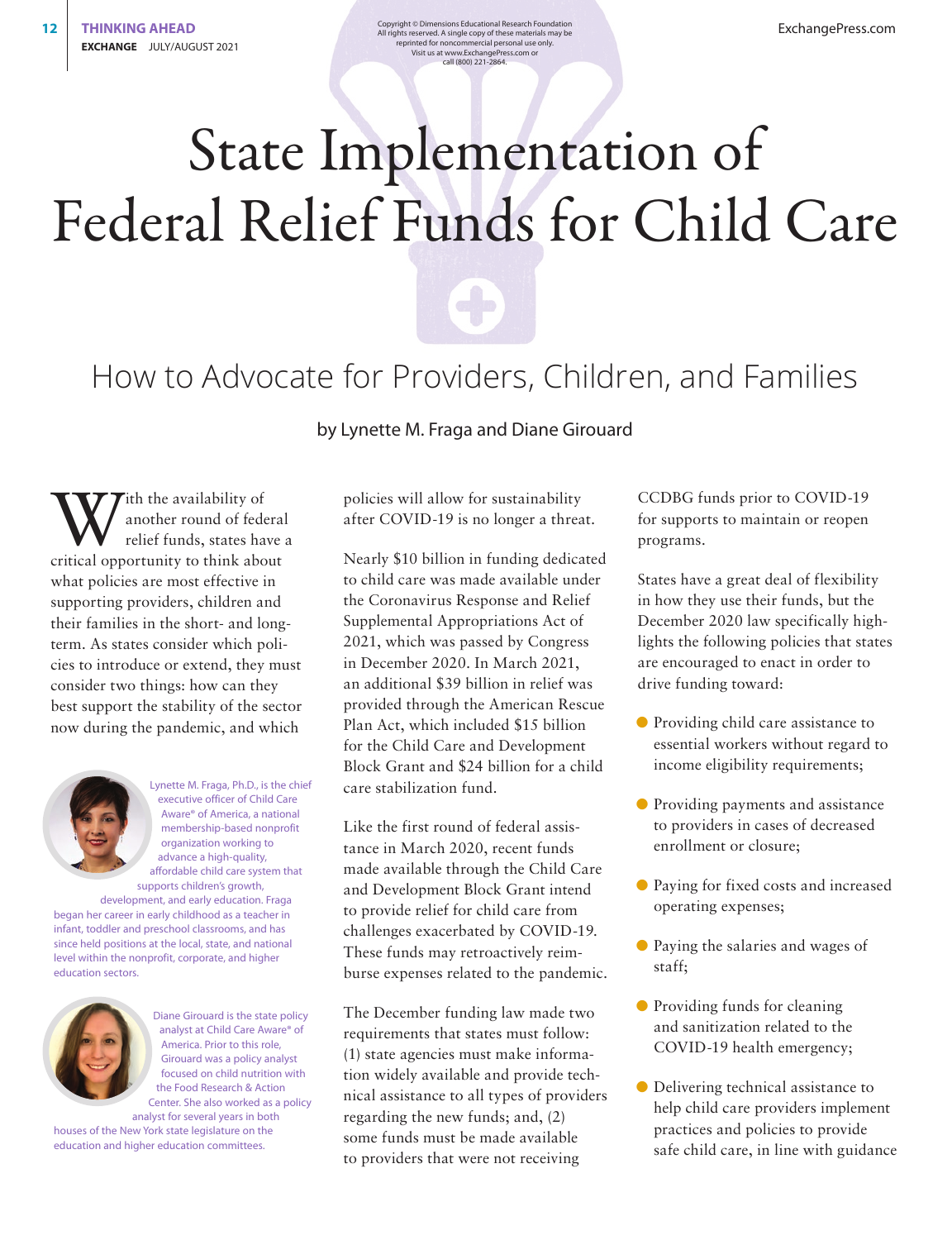# State Implementation of Federal Relief Funds for Child Care

## How to Advocate for Providers, Children, and Families

by Lynette M. Fraga and Diane Girouard

With the availability of another round of federal relief funds, states have a critical opportunity to think about what policies are most effective in supporting providers, children and their families in the short- and long-term. As states consider which policies to introduce or extend, they must consider two things: how can they best support the stability of the sector now during the pandemic, and which policies will allow for sustainability after COVID-19 is no longer a threat.

Lynette M. Fraga, Ph.D., is the chief executive officer of Child Care Aware® of America, a national membership-based nonprofit organization working to advance a high-quality, affordable child care system that supports children's growth, development, and early education. Fraga began her career in early childhood as a teacher in infant, toddler and preschool classrooms, and has since held positions at the local, state, and national level within the nonprofit, corporate, and higher education sectors.

Diane Girouard is the state policy analyst at Child Care Aware® of America. Prior to this role, Girouard was a policy analyst focused on child nutrition with the Food Research & Action Center. She also worked as a policy analyst for several years in both houses of the New York state legislature on the education and higher education committees.

Nearly $10 billion in funding dedicated to child care was made available under the Coronavirus Response and Relief Supplemental Appropriations Act of 2021, which was passed by Congress in December 2020. In March 2021, an additional $39 billion in relief was provided through the American Rescue Plan Act, which included $15 billion for the Child Care and Development Block Grant and $24 billion for a child care stabilization fund.

Like the first round of federal assistance in March 2020, recent funds made available through the Child Care and Development Block Grant intend to provide relief for child care from challenges exacerbated by COVID-19. These funds may retroactively reimburse expenses related to the pandemic.

The December funding law made two requirements that states must follow: (1) state agencies must make information widely available and provide technical assistance to all types of providers regarding the new funds; and, (2) some funds must be made available to providers that were not receiving CCDBG funds prior to COVID-19 for supports to maintain or reopen programs.

States have a great deal of flexibility in how they use their funds, but the December 2020 law specifically highlights the following policies that states are encouraged to enact in order to drive funding toward:

- Providing child care assistance to essential workers without regard to income eligibility requirements;
- Providing payments and assistance to providers in cases of decreased enrollment or closure;
- Paying for fixed costs and increased operating expenses;
- Paying the salaries and wages of staff;
- Providing funds for cleaning and sanitization related to the COVID-19 health emergency;
- Delivering technical assistance to help child care providers implement practices and policies to provide safe child care, in line with guidance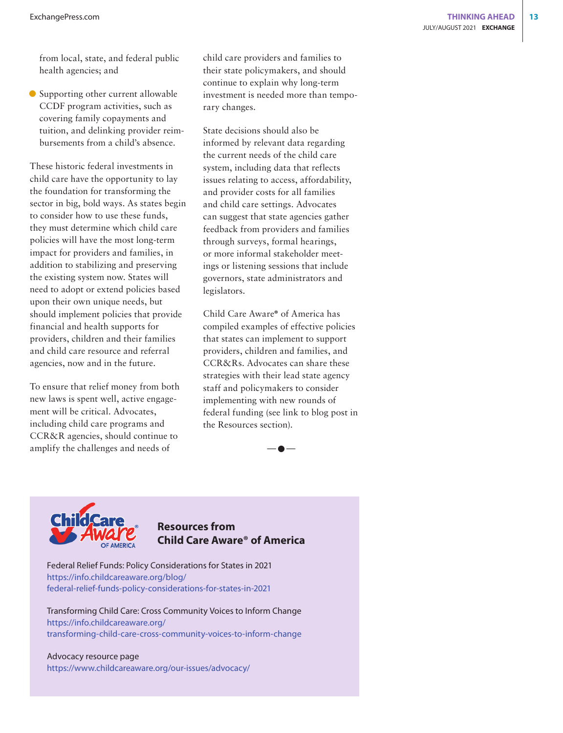from local, state, and federal public health agencies; and

- Supporting other current allowable CCDF program activities, such as covering family copayments and tuition, and delinking provider reimbursements from a child's absence.

These historic federal investments in child care have the opportunity to lay the foundation for transforming the sector in big, bold ways. As states begin to consider how to use these funds, they must determine which child care policies will have the most long-term impact for providers and families, in addition to stabilizing and preserving the existing system now. States will need to adopt or extend policies based upon their own unique needs, but should implement policies that provide financial and health supports for providers, children and their families and child care resource and referral agencies, now and in the future.

To ensure that relief money from both new laws is spent well, active engagement will be critical. Advocates, including child care programs and CCR&R agencies, should continue to amplify the challenges and needs of child care providers and families to their state policymakers, and should continue to explain why long-term investment is needed more than temporary changes.

State decisions should also be informed by relevant data regarding the current needs of the child care system, including data that reflects issues relating to access, affordability, and provider costs for all families and child care settings. Advocates can suggest that state agencies gather feedback from providers and families through surveys, formal hearings, or more informal stakeholder meetings or listening sessions that include governors, state administrators and legislators.

Child Care Aware® of America has compiled examples of effective policies that states can implement to support providers, children and families, and CCR&Rs. Advocates can share these strategies with their lead state agency staff and policymakers to consider implementing with new rounds of federal funding (see link to blog post in the Resources section).

—●—

## Resources from Child Care Aware® of America

Federal Relief Funds: Policy Considerations for States in 2021
https://info.childcareaware.org/blog/federal-relief-funds-policy-considerations-for-states-in-2021

Transforming Child Care: Cross Community Voices to Inform Change
https://info.childcareaware.org/transforming-child-care-cross-community-voices-to-inform-change

Advocacy resource page
https://www.childcareaware.org/our-issues/advocacy/